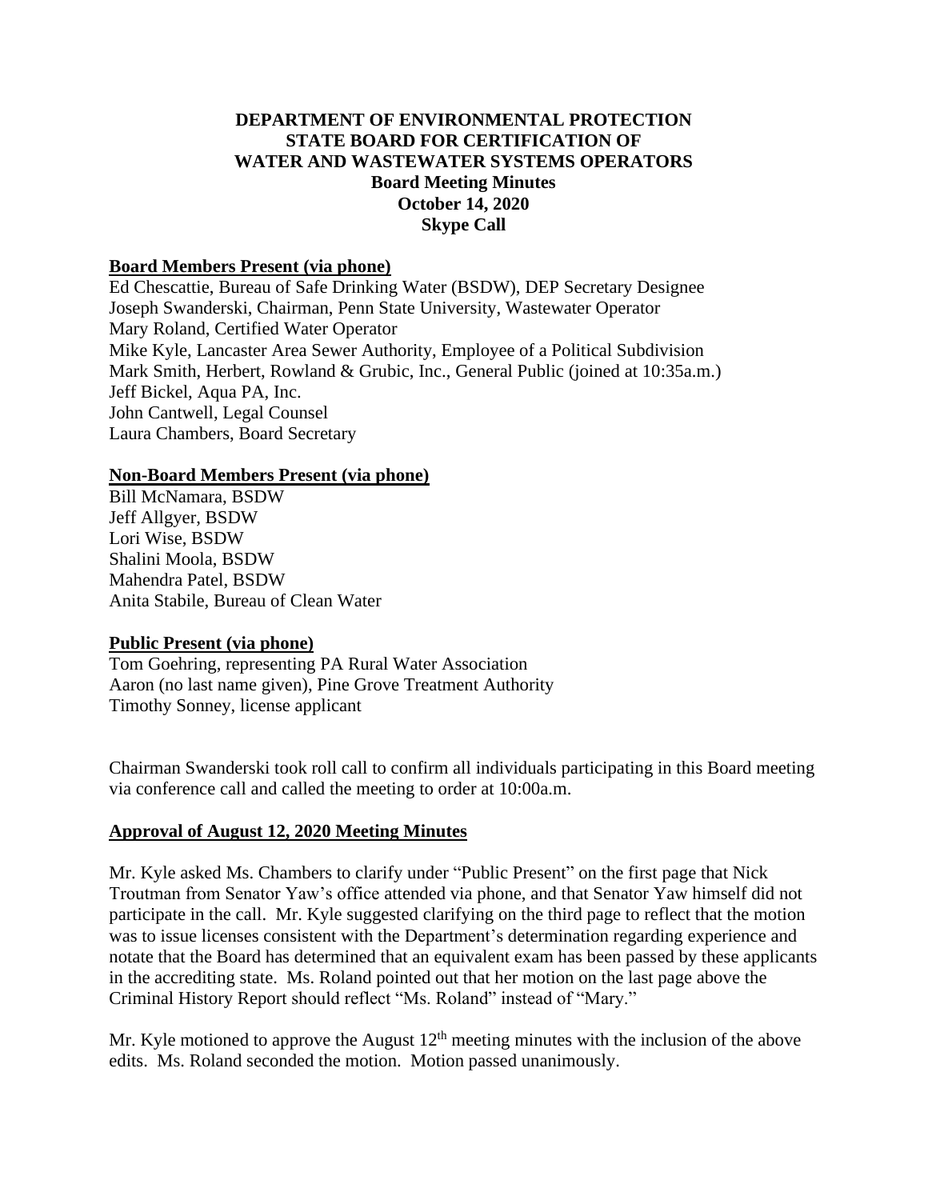# DEPARTMENT OF ENVIRONMENTAL PROTECTION
# STATE BOARD FOR CERTIFICATION OF WATER AND WASTEWATER SYSTEMS OPERATORS

**Board Meeting Minutes**
**October 14, 2020**
**Skype Call**

## Board Members Present (via phone)

Ed Chescattie, Bureau of Safe Drinking Water (BSDW), DEP Secretary Designee
Joseph Swanderski, Chairman, Penn State University, Wastewater Operator
Mary Roland, Certified Water Operator
Mike Kyle, Lancaster Area Sewer Authority, Employee of a Political Subdivision
Mark Smith, Herbert, Rowland & Grubic, Inc., General Public (joined at 10:35a.m.)
Jeff Bickel, Aqua PA, Inc.
John Cantwell, Legal Counsel
Laura Chambers, Board Secretary

## Non-Board Members Present (via phone)

Bill McNamara, BSDW
Jeff Allgyer, BSDW
Lori Wise, BSDW
Shalini Moola, BSDW
Mahendra Patel, BSDW
Anita Stabile, Bureau of Clean Water

## Public Present (via phone)

Tom Goehring, representing PA Rural Water Association
Aaron (no last name given), Pine Grove Treatment Authority
Timothy Sonney, license applicant

Chairman Swanderski took roll call to confirm all individuals participating in this Board meeting via conference call and called the meeting to order at 10:00a.m.

## Approval of August 12, 2020 Meeting Minutes

Mr. Kyle asked Ms. Chambers to clarify under "Public Present" on the first page that Nick Troutman from Senator Yaw's office attended via phone, and that Senator Yaw himself did not participate in the call. Mr. Kyle suggested clarifying on the third page to reflect that the motion was to issue licenses consistent with the Department's determination regarding experience and notate that the Board has determined that an equivalent exam has been passed by these applicants in the accrediting state. Ms. Roland pointed out that her motion on the last page above the Criminal History Report should reflect "Ms. Roland" instead of "Mary."

Mr. Kyle motioned to approve the August 12th meeting minutes with the inclusion of the above edits. Ms. Roland seconded the motion. Motion passed unanimously.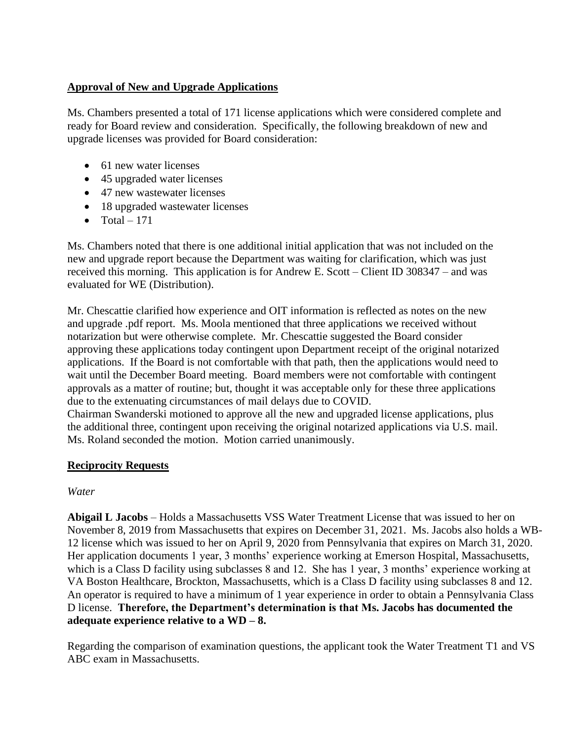## **Approval of New and Upgrade Applications**

Ms. Chambers presented a total of 171 license applications which were considered complete and ready for Board review and consideration. Specifically, the following breakdown of new and upgrade licenses was provided for Board consideration:

- 61 new water licenses
- 45 upgraded water licenses
- 47 new wastewater licenses
- 18 upgraded wastewater licenses
- Total – 171

Ms. Chambers noted that there is one additional initial application that was not included on the new and upgrade report because the Department was waiting for clarification, which was just received this morning. This application is for Andrew E. Scott – Client ID 308347 – and was evaluated for WE (Distribution).

Mr. Chescattie clarified how experience and OIT information is reflected as notes on the new and upgrade .pdf report. Ms. Moola mentioned that three applications we received without notarization but were otherwise complete. Mr. Chescattie suggested the Board consider approving these applications today contingent upon Department receipt of the original notarized applications. If the Board is not comfortable with that path, then the applications would need to wait until the December Board meeting. Board members were not comfortable with contingent approvals as a matter of routine; but, thought it was acceptable only for these three applications due to the extenuating circumstances of mail delays due to COVID.
Chairman Swanderski motioned to approve all the new and upgraded license applications, plus the additional three, contingent upon receiving the original notarized applications via U.S. mail. Ms. Roland seconded the motion. Motion carried unanimously.

## **Reciprocity Requests**

*Water*

**Abigail L Jacobs** – Holds a Massachusetts VSS Water Treatment License that was issued to her on November 8, 2019 from Massachusetts that expires on December 31, 2021. Ms. Jacobs also holds a WB-12 license which was issued to her on April 9, 2020 from Pennsylvania that expires on March 31, 2020. Her application documents 1 year, 3 months' experience working at Emerson Hospital, Massachusetts, which is a Class D facility using subclasses 8 and 12. She has 1 year, 3 months' experience working at VA Boston Healthcare, Brockton, Massachusetts, which is a Class D facility using subclasses 8 and 12. An operator is required to have a minimum of 1 year experience in order to obtain a Pennsylvania Class D license. **Therefore, the Department's determination is that Ms. Jacobs has documented the adequate experience relative to a WD – 8.**

Regarding the comparison of examination questions, the applicant took the Water Treatment T1 and VS ABC exam in Massachusetts.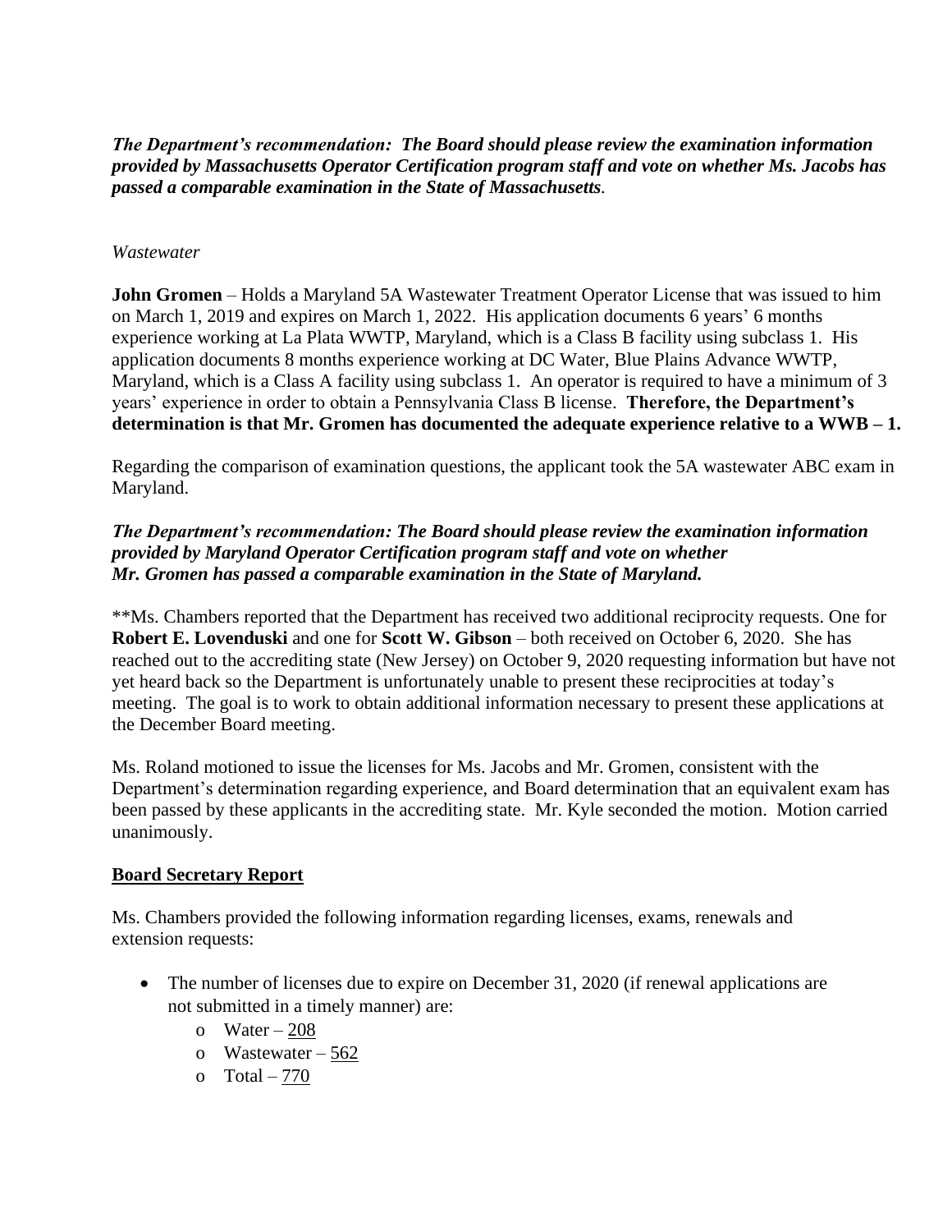***The Department's recommendation: The Board should please review the examination information provided by Massachusetts Operator Certification program staff and vote on whether Ms. Jacobs has passed a comparable examination in the State of Massachusetts****.*

*Wastewater*

**John Gromen** – Holds a Maryland 5A Wastewater Treatment Operator License that was issued to him on March 1, 2019 and expires on March 1, 2022. His application documents 6 years' 6 months experience working at La Plata WWTP, Maryland, which is a Class B facility using subclass 1. His application documents 8 months experience working at DC Water, Blue Plains Advance WWTP, Maryland, which is a Class A facility using subclass 1. An operator is required to have a minimum of 3 years' experience in order to obtain a Pennsylvania Class B license. **Therefore, the Department's determination is that Mr. Gromen has documented the adequate experience relative to a WWB – 1.**

Regarding the comparison of examination questions, the applicant took the 5A wastewater ABC exam in Maryland.

***The Department's recommendation: The Board should please review the examination information provided by Maryland Operator Certification program staff and vote on whether Mr. Gromen has passed a comparable examination in the State of Maryland.***

**Ms. Chambers reported that the Department has received two additional reciprocity requests. One for **Robert E. Lovenduski** and one for **Scott W. Gibson** – both received on October 6, 2020. She has reached out to the accrediting state (New Jersey) on October 9, 2020 requesting information but have not yet heard back so the Department is unfortunately unable to present these reciprocities at today's meeting. The goal is to work to obtain additional information necessary to present these applications at the December Board meeting.

Ms. Roland motioned to issue the licenses for Ms. Jacobs and Mr. Gromen, consistent with the Department's determination regarding experience, and Board determination that an equivalent exam has been passed by these applicants in the accrediting state. Mr. Kyle seconded the motion. Motion carried unanimously.

**<u>Board Secretary Report</u>**

Ms. Chambers provided the following information regarding licenses, exams, renewals and extension requests:

- The number of licenses due to expire on December 31, 2020 (if renewal applications are not submitted in a timely manner) are:
  - Water – <u>208</u>
  - Wastewater – <u>562</u>
  - Total – <u>770</u>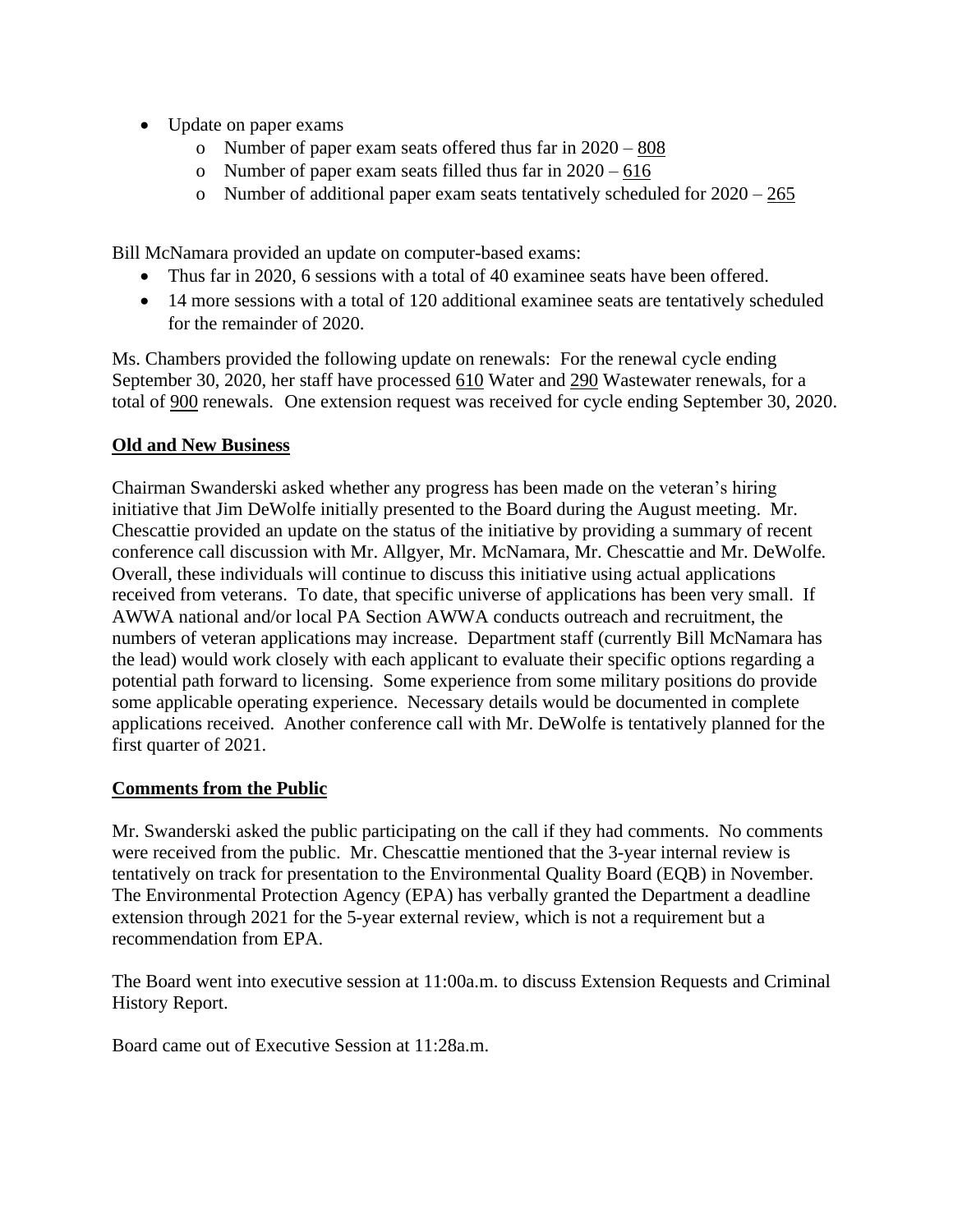- Update on paper exams
  - Number of paper exam seats offered thus far in 2020 – 808
  - Number of paper exam seats filled thus far in 2020 – 616
  - Number of additional paper exam seats tentatively scheduled for 2020 – 265

Bill McNamara provided an update on computer-based exams:

- Thus far in 2020, 6 sessions with a total of 40 examinee seats have been offered.
- 14 more sessions with a total of 120 additional examinee seats are tentatively scheduled for the remainder of 2020.

Ms. Chambers provided the following update on renewals: For the renewal cycle ending September 30, 2020, her staff have processed 610 Water and 290 Wastewater renewals, for a total of 900 renewals. One extension request was received for cycle ending September 30, 2020.

**Old and New Business**

Chairman Swanderski asked whether any progress has been made on the veteran's hiring initiative that Jim DeWolfe initially presented to the Board during the August meeting. Mr. Chescattie provided an update on the status of the initiative by providing a summary of recent conference call discussion with Mr. Allgyer, Mr. McNamara, Mr. Chescattie and Mr. DeWolfe. Overall, these individuals will continue to discuss this initiative using actual applications received from veterans. To date, that specific universe of applications has been very small. If AWWA national and/or local PA Section AWWA conducts outreach and recruitment, the numbers of veteran applications may increase. Department staff (currently Bill McNamara has the lead) would work closely with each applicant to evaluate their specific options regarding a potential path forward to licensing. Some experience from some military positions do provide some applicable operating experience. Necessary details would be documented in complete applications received. Another conference call with Mr. DeWolfe is tentatively planned for the first quarter of 2021.

**Comments from the Public**

Mr. Swanderski asked the public participating on the call if they had comments. No comments were received from the public. Mr. Chescattie mentioned that the 3-year internal review is tentatively on track for presentation to the Environmental Quality Board (EQB) in November. The Environmental Protection Agency (EPA) has verbally granted the Department a deadline extension through 2021 for the 5-year external review, which is not a requirement but a recommendation from EPA.

The Board went into executive session at 11:00a.m. to discuss Extension Requests and Criminal History Report.

Board came out of Executive Session at 11:28a.m.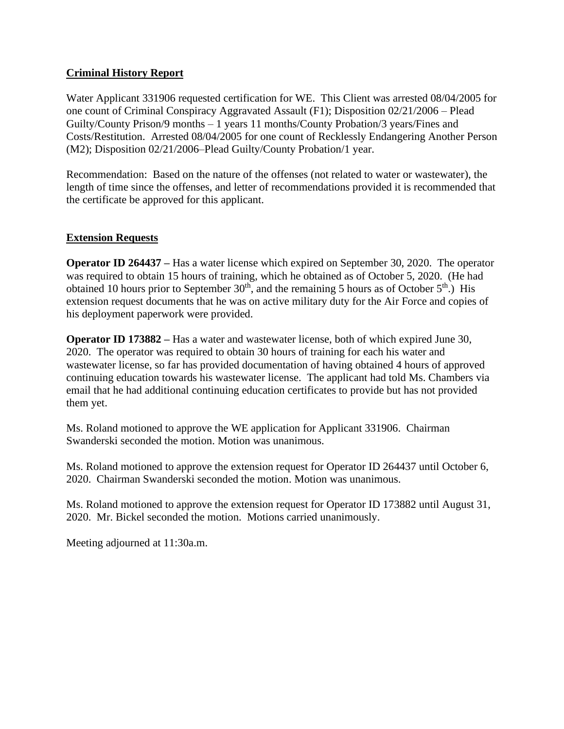**Criminal History Report**

Water Applicant 331906 requested certification for WE. This Client was arrested 08/04/2005 for one count of Criminal Conspiracy Aggravated Assault (F1); Disposition 02/21/2006 – Plead Guilty/County Prison/9 months – 1 years 11 months/County Probation/3 years/Fines and Costs/Restitution. Arrested 08/04/2005 for one count of Recklessly Endangering Another Person (M2); Disposition 02/21/2006–Plead Guilty/County Probation/1 year.

Recommendation: Based on the nature of the offenses (not related to water or wastewater), the length of time since the offenses, and letter of recommendations provided it is recommended that the certificate be approved for this applicant.

**Extension Requests**

**Operator ID 264437 –** Has a water license which expired on September 30, 2020. The operator was required to obtain 15 hours of training, which he obtained as of October 5, 2020. (He had obtained 10 hours prior to September 30th, and the remaining 5 hours as of October 5th.) His extension request documents that he was on active military duty for the Air Force and copies of his deployment paperwork were provided.

**Operator ID 173882 –** Has a water and wastewater license, both of which expired June 30, 2020. The operator was required to obtain 30 hours of training for each his water and wastewater license, so far has provided documentation of having obtained 4 hours of approved continuing education towards his wastewater license. The applicant had told Ms. Chambers via email that he had additional continuing education certificates to provide but has not provided them yet.

Ms. Roland motioned to approve the WE application for Applicant 331906. Chairman Swanderski seconded the motion. Motion was unanimous.

Ms. Roland motioned to approve the extension request for Operator ID 264437 until October 6, 2020. Chairman Swanderski seconded the motion. Motion was unanimous.

Ms. Roland motioned to approve the extension request for Operator ID 173882 until August 31, 2020. Mr. Bickel seconded the motion. Motions carried unanimously.

Meeting adjourned at 11:30a.m.